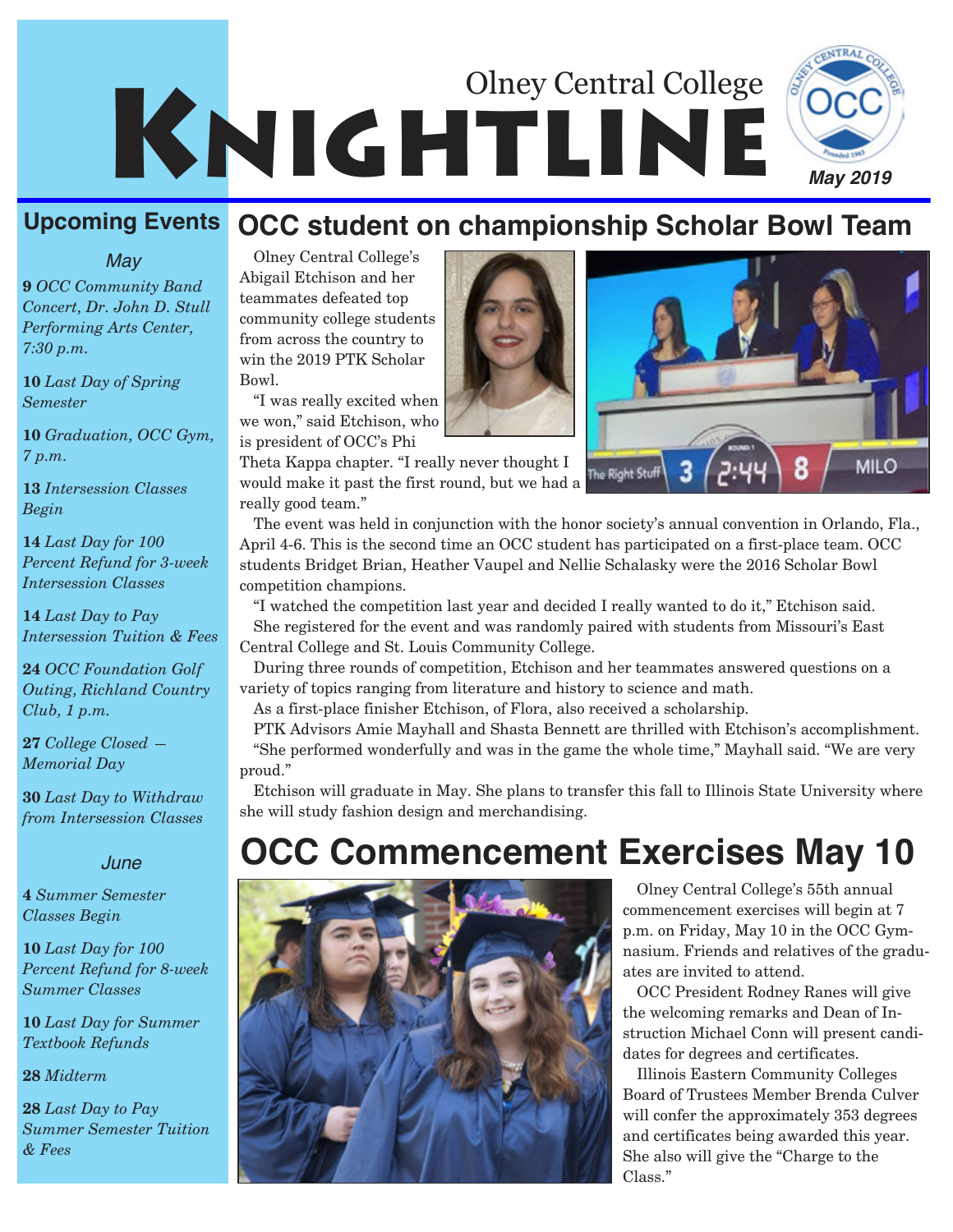# Olney Central College KNIGHTLINE

May 2019

## Upcoming Events

### May

**9** *OCC Community Band Concert, Dr. John D. Stull Performing Arts Center, 7:30 p.m.*

**10** *Last Day of Spring Semester*

**10** *Graduation, OCC Gym, 7 p.m.*

**13** *Intersession Classes Begin*

**14** *Last Day for 100 Percent Refund for 3-week Intersession Classes*

**14** *Last Day to Pay Intersession Tuition & Fees*

**24** *OCC Foundation Golf Outing, Richland Country Club, 1 p.m.*

**27** *College Closed — Memorial Day*

**30** *Last Day to Withdraw from Intersession Classes*

### June

**4** *Summer Semester Classes Begin*

**10** *Last Day for 100 Percent Refund for 8-week Summer Classes*

**10** *Last Day for Summer Textbook Refunds*

**28** *Midterm*

**28** *Last Day to Pay Summer Semester Tuition & Fees*

## OCC student on championship Scholar Bowl Team

Olney Central College's Abigail Etchison and her teammates defeated top community college students from across the country to win the 2019 PTK Scholar Bowl.

"I was really excited when we won," said Etchison, who is president of OCC's Phi Theta Kappa chapter. "I really never thought I would make it past the first round, but we had a really good team."

The event was held in conjunction with the honor society's annual convention in Orlando, Fla., April 4-6. This is the second time an OCC student has participated on a first-place team. OCC students Bridget Brian, Heather Vaupel and Nellie Schalasky were the 2016 Scholar Bowl competition champions.

"I watched the competition last year and decided I really wanted to do it," Etchison said.

She registered for the event and was randomly paired with students from Missouri's East Central College and St. Louis Community College.

During three rounds of competition, Etchison and her teammates answered questions on a variety of topics ranging from literature and history to science and math.

As a first-place finisher Etchison, of Flora, also received a scholarship.

PTK Advisors Amie Mayhall and Shasta Bennett are thrilled with Etchison's accomplishment.

"She performed wonderfully and was in the game the whole time," Mayhall said. "We are very proud."

Etchison will graduate in May. She plans to transfer this fall to Illinois State University where she will study fashion design and merchandising.

## OCC Commencement Exercises May 10

Olney Central College's 55th annual commencement exercises will begin at 7 p.m. on Friday, May 10 in the OCC Gymnasium. Friends and relatives of the graduates are invited to attend.

OCC President Rodney Ranes will give the welcoming remarks and Dean of Instruction Michael Conn will present candidates for degrees and certificates.

Illinois Eastern Community Colleges Board of Trustees Member Brenda Culver will confer the approximately 353 degrees and certificates being awarded this year. She also will give the "Charge to the Class."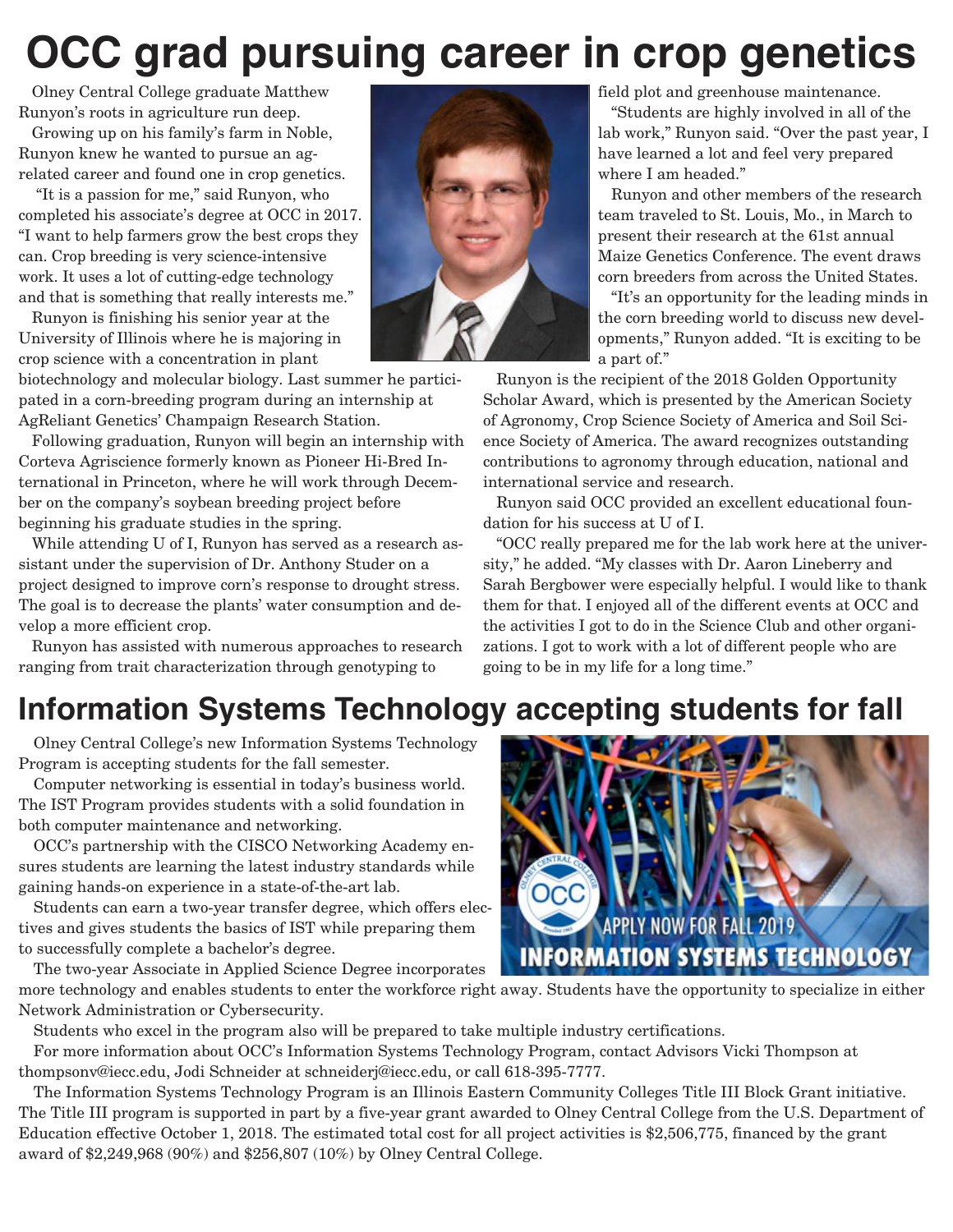# OCC grad pursuing career in crop genetics

Olney Central College graduate Matthew Runyon's roots in agriculture run deep.

Growing up on his family's farm in Noble, Runyon knew he wanted to pursue an ag-related career and found one in crop genetics.

"It is a passion for me," said Runyon, who completed his associate's degree at OCC in 2017. "I want to help farmers grow the best crops they can. Crop breeding is very science-intensive work. It uses a lot of cutting-edge technology and that is something that really interests me."

Runyon is finishing his senior year at the University of Illinois where he is majoring in crop science with a concentration in plant biotechnology and molecular biology. Last summer he participated in a corn-breeding program during an internship at AgReliant Genetics' Champaign Research Station.

Following graduation, Runyon will begin an internship with Corteva Agriscience formerly known as Pioneer Hi-Bred International in Princeton, where he will work through December on the company's soybean breeding project before beginning his graduate studies in the spring.

While attending U of I, Runyon has served as a research assistant under the supervision of Dr. Anthony Studer on a project designed to improve corn's response to drought stress. The goal is to decrease the plants' water consumption and develop a more efficient crop.

Runyon has assisted with numerous approaches to research ranging from trait characterization through genotyping to field plot and greenhouse maintenance.

"Students are highly involved in all of the lab work," Runyon said. "Over the past year, I have learned a lot and feel very prepared where I am headed."

Runyon and other members of the research team traveled to St. Louis, Mo., in March to present their research at the 61st annual Maize Genetics Conference. The event draws corn breeders from across the United States.

"It's an opportunity for the leading minds in the corn breeding world to discuss new developments," Runyon added. "It is exciting to be a part of."

Runyon is the recipient of the 2018 Golden Opportunity Scholar Award, which is presented by the American Society of Agronomy, Crop Science Society of America and Soil Science Society of America. The award recognizes outstanding contributions to agronomy through education, national and international service and research.

Runyon said OCC provided an excellent educational foundation for his success at U of I.

"OCC really prepared me for the lab work here at the university," he added. "My classes with Dr. Aaron Lineberry and Sarah Bergbower were especially helpful. I would like to thank them for that. I enjoyed all of the different events at OCC and the activities I got to do in the Science Club and other organizations. I got to work with a lot of different people who are going to be in my life for a long time."

# Information Systems Technology accepting students for fall

Olney Central College's new Information Systems Technology Program is accepting students for the fall semester.

Computer networking is essential in today's business world. The IST Program provides students with a solid foundation in both computer maintenance and networking.

OCC's partnership with the CISCO Networking Academy ensures students are learning the latest industry standards while gaining hands-on experience in a state-of-the-art lab.

Students can earn a two-year transfer degree, which offers electives and gives students the basics of IST while preparing them to successfully complete a bachelor's degree.

The two-year Associate in Applied Science Degree incorporates more technology and enables students to enter the workforce right away. Students have the opportunity to specialize in either Network Administration or Cybersecurity.

Students who excel in the program also will be prepared to take multiple industry certifications.

For more information about OCC's Information Systems Technology Program, contact Advisors Vicki Thompson at thompsonv@iecc.edu, Jodi Schneider at schneiderj@iecc.edu, or call 618-395-7777.

The Information Systems Technology Program is an Illinois Eastern Community Colleges Title III Block Grant initiative. The Title III program is supported in part by a five-year grant awarded to Olney Central College from the U.S. Department of Education effective October 1, 2018. The estimated total cost for all project activities is $2,506,775, financed by the grant award of $2,249,968 (90%) and $256,807 (10%) by Olney Central College.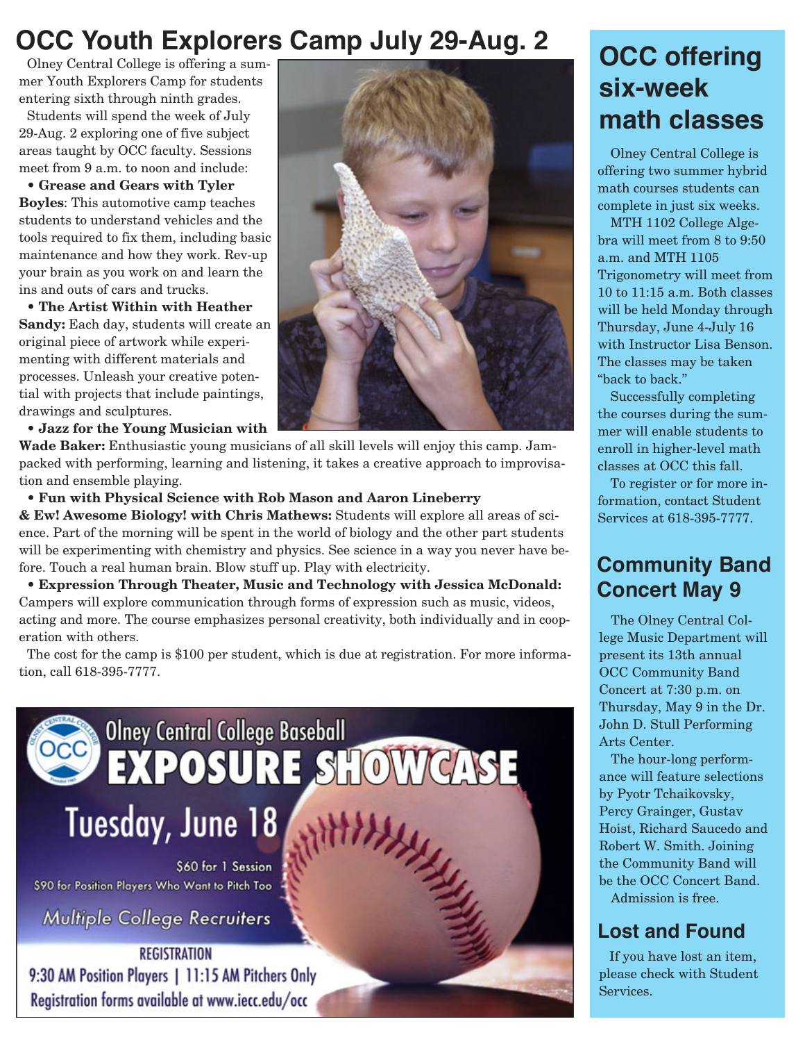# OCC Youth Explorers Camp July 29-Aug. 2

Olney Central College is offering a summer Youth Explorers Camp for students entering sixth through ninth grades.

Students will spend the week of July 29-Aug. 2 exploring one of five subject areas taught by OCC faculty. Sessions meet from 9 a.m. to noon and include:

- **Grease and Gears with Tyler Boyles**: This automotive camp teaches students to understand vehicles and the tools required to fix them, including basic maintenance and how they work. Rev-up your brain as you work on and learn the ins and outs of cars and trucks.
- **The Artist Within with Heather Sandy:** Each day, students will create an original piece of artwork while experimenting with different materials and processes. Unleash your creative potential with projects that include paintings, drawings and sculptures.
- **Jazz for the Young Musician with Wade Baker:** Enthusiastic young musicians of all skill levels will enjoy this camp. Jam-packed with performing, learning and listening, it takes a creative approach to improvisation and ensemble playing.
- **Fun with Physical Science with Rob Mason and Aaron Lineberry & Ew! Awesome Biology! with Chris Mathews:** Students will explore all areas of science. Part of the morning will be spent in the world of biology and the other part students will be experimenting with chemistry and physics. See science in a way you never have before. Touch a real human brain. Blow stuff up. Play with electricity.
- **Expression Through Theater, Music and Technology with Jessica McDonald:** Campers will explore communication through forms of expression such as music, videos, acting and more. The course emphasizes personal creativity, both individually and in cooperation with others.

The cost for the camp is $100 per student, which is due at registration. For more information, call 618-395-7777.

## Olney Central College Baseball EXPOSURE SHOWCASE

Tuesday, June 18

$60 for 1 Session
$90 for Position Players Who Want to Pitch Too

*Multiple College Recruiters*

REGISTRATION
9:30 AM Position Players | 11:15 AM Pitchers Only
Registration forms available at www.iecc.edu/occ

# OCC offering six-week math classes

Olney Central College is offering two summer hybrid math courses students can complete in just six weeks.

MTH 1102 College Algebra will meet from 8 to 9:50 a.m. and MTH 1105 Trigonometry will meet from 10 to 11:15 a.m. Both classes will be held Monday through Thursday, June 4-July 16 with Instructor Lisa Benson. The classes may be taken "back to back."

Successfully completing the courses during the summer will enable students to enroll in higher-level math classes at OCC this fall.

To register or for more information, contact Student Services at 618-395-7777.

## Community Band Concert May 9

The Olney Central College Music Department will present its 13th annual OCC Community Band Concert at 7:30 p.m. on Thursday, May 9 in the Dr. John D. Stull Performing Arts Center.

The hour-long performance will feature selections by Pyotr Tchaikovsky, Percy Grainger, Gustav Hoist, Richard Saucedo and Robert W. Smith. Joining the Community Band will be the OCC Concert Band.

Admission is free.

## Lost and Found

If you have lost an item, please check with Student Services.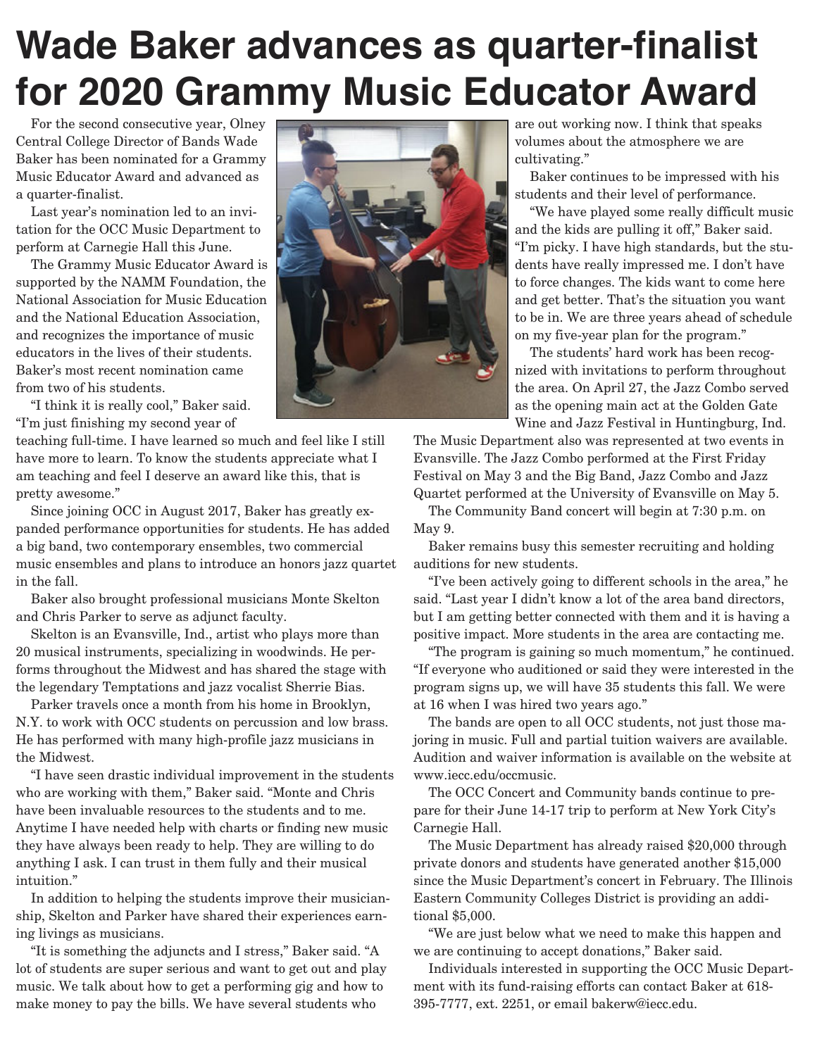# Wade Baker advances as quarter-finalist for 2020 Grammy Music Educator Award

For the second consecutive year, Olney Central College Director of Bands Wade Baker has been nominated for a Grammy Music Educator Award and advanced as a quarter-finalist.

Last year's nomination led to an invitation for the OCC Music Department to perform at Carnegie Hall this June.

The Grammy Music Educator Award is supported by the NAMM Foundation, the National Association for Music Education and the National Education Association, and recognizes the importance of music educators in the lives of their students. Baker's most recent nomination came from two of his students.

"I think it is really cool," Baker said. "I'm just finishing my second year of teaching full-time. I have learned so much and feel like I still have more to learn. To know the students appreciate what I am teaching and feel I deserve an award like this, that is pretty awesome."

Since joining OCC in August 2017, Baker has greatly expanded performance opportunities for students. He has added a big band, two contemporary ensembles, two commercial music ensembles and plans to introduce an honors jazz quartet in the fall.

Baker also brought professional musicians Monte Skelton and Chris Parker to serve as adjunct faculty.

Skelton is an Evansville, Ind., artist who plays more than 20 musical instruments, specializing in woodwinds. He performs throughout the Midwest and has shared the stage with the legendary Temptations and jazz vocalist Sherrie Bias.

Parker travels once a month from his home in Brooklyn, N.Y. to work with OCC students on percussion and low brass. He has performed with many high-profile jazz musicians in the Midwest.

"I have seen drastic individual improvement in the students who are working with them," Baker said. "Monte and Chris have been invaluable resources to the students and to me. Anytime I have needed help with charts or finding new music they have always been ready to help. They are willing to do anything I ask. I can trust in them fully and their musical intuition."

In addition to helping the students improve their musicianship, Skelton and Parker have shared their experiences earning livings as musicians.

"It is something the adjuncts and I stress," Baker said. "A lot of students are super serious and want to get out and play music. We talk about how to get a performing gig and how to make money to pay the bills. We have several students who are out working now. I think that speaks volumes about the atmosphere we are cultivating."

Baker continues to be impressed with his students and their level of performance.

"We have played some really difficult music and the kids are pulling it off," Baker said. "I'm picky. I have high standards, but the students have really impressed me. I don't have to force changes. The kids want to come here and get better. That's the situation you want to be in. We are three years ahead of schedule on my five-year plan for the program."

The students' hard work has been recognized with invitations to perform throughout the area. On April 27, the Jazz Combo served as the opening main act at the Golden Gate Wine and Jazz Festival in Huntingburg, Ind.

The Music Department also was represented at two events in Evansville. The Jazz Combo performed at the First Friday Festival on May 3 and the Big Band, Jazz Combo and Jazz Quartet performed at the University of Evansville on May 5.

The Community Band concert will begin at 7:30 p.m. on May 9.

Baker remains busy this semester recruiting and holding auditions for new students.

"I've been actively going to different schools in the area," he said. "Last year I didn't know a lot of the area band directors, but I am getting better connected with them and it is having a positive impact. More students in the area are contacting me.

"The program is gaining so much momentum," he continued. "If everyone who auditioned or said they were interested in the program signs up, we will have 35 students this fall. We were at 16 when I was hired two years ago."

The bands are open to all OCC students, not just those majoring in music. Full and partial tuition waivers are available. Audition and waiver information is available on the website at www.iecc.edu/occmusic.

The OCC Concert and Community bands continue to prepare for their June 14-17 trip to perform at New York City's Carnegie Hall.

The Music Department has already raised $20,000 through private donors and students have generated another $15,000 since the Music Department's concert in February. The Illinois Eastern Community Colleges District is providing an additional $5,000.

"We are just below what we need to make this happen and we are continuing to accept donations," Baker said.

Individuals interested in supporting the OCC Music Department with its fund-raising efforts can contact Baker at 618-395-7777, ext. 2251, or email bakerw@iecc.edu.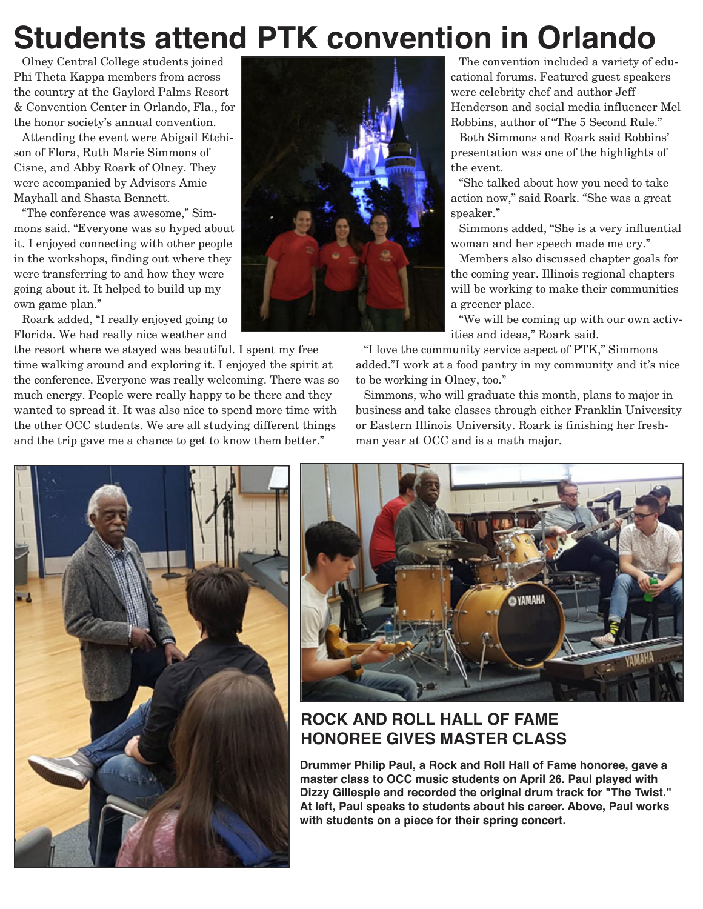# Students attend PTK convention in Orlando

Olney Central College students joined Phi Theta Kappa members from across the country at the Gaylord Palms Resort & Convention Center in Orlando, Fla., for the honor society's annual convention.

Attending the event were Abigail Etchison of Flora, Ruth Marie Simmons of Cisne, and Abby Roark of Olney. They were accompanied by Advisors Amie Mayhall and Shasta Bennett.

"The conference was awesome," Simmons said. "Everyone was so hyped about it. I enjoyed connecting with other people in the workshops, finding out where they were transferring to and how they were going about it. It helped to build up my own game plan."

Roark added, "I really enjoyed going to Florida. We had really nice weather and the resort where we stayed was beautiful. I spent my free time walking around and exploring it. I enjoyed the spirit at the conference. Everyone was really welcoming. There was so much energy. People were really happy to be there and they wanted to spread it. It was also nice to spend more time with the other OCC students. We are all studying different things and the trip gave me a chance to get to know them better."

The convention included a variety of educational forums. Featured guest speakers were celebrity chef and author Jeff Henderson and social media influencer Mel Robbins, author of "The 5 Second Rule."

Both Simmons and Roark said Robbins' presentation was one of the highlights of the event.

"She talked about how you need to take action now," said Roark. "She was a great speaker."

Simmons added, "She is a very influential woman and her speech made me cry."

Members also discussed chapter goals for the coming year. Illinois regional chapters will be working to make their communities a greener place.

"We will be coming up with our own activities and ideas," Roark said.

"I love the community service aspect of PTK," Simmons added."I work at a food pantry in my community and it's nice to be working in Olney, too."

Simmons, who will graduate this month, plans to major in business and take classes through either Franklin University or Eastern Illinois University. Roark is finishing her freshman year at OCC and is a math major.

## ROCK AND ROLL HALL OF FAME HONOREE GIVES MASTER CLASS

**Drummer Philip Paul, a Rock and Roll Hall of Fame honoree, gave a master class to OCC music students on April 26. Paul played with Dizzy Gillespie and recorded the original drum track for "The Twist." At left, Paul speaks to students about his career. Above, Paul works with students on a piece for their spring concert.**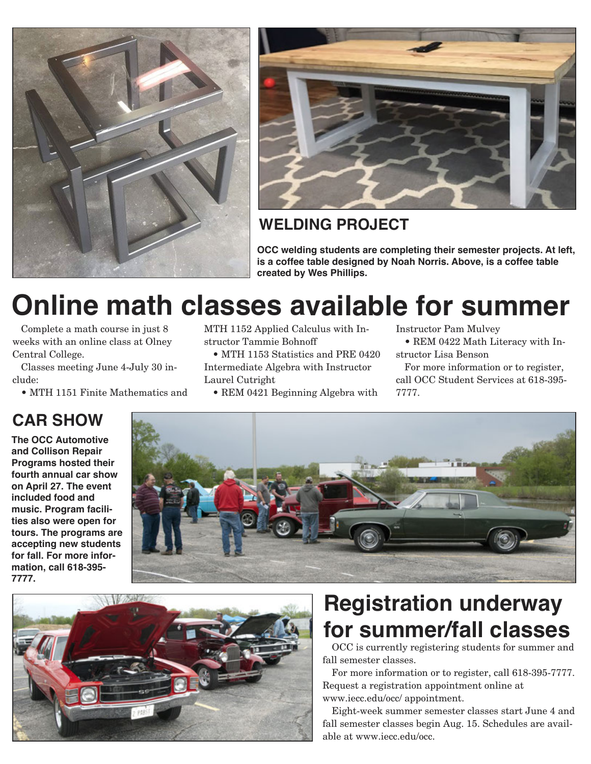## WELDING PROJECT

**OCC welding students are completing their semester projects. At left, is a coffee table designed by Noah Norris. Above, is a coffee table created by Wes Phillips.**

# Online math classes available for summer

Complete a math course in just 8 weeks with an online class at Olney Central College.

Classes meeting June 4-July 30 include:

- MTH 1151 Finite Mathematics and MTH 1152 Applied Calculus with Instructor Tammie Bohnoff
- MTH 1153 Statistics and PRE 0420 Intermediate Algebra with Instructor Laurel Cutright
- REM 0421 Beginning Algebra with Instructor Pam Mulvey
- REM 0422 Math Literacy with Instructor Lisa Benson

For more information or to register, call OCC Student Services at 618-395-7777.

## CAR SHOW

**The OCC Automotive and Collison Repair Programs hosted their fourth annual car show on April 27. The event included food and music. Program facilities also were open for tours. The programs are accepting new students for fall. For more information, call 618-395-7777.**

# Registration underway for summer/fall classes

OCC is currently registering students for summer and fall semester classes.

For more information or to register, call 618-395-7777. Request a registration appointment online at www.iecc.edu/occ/ appointment.

Eight-week summer semester classes start June 4 and fall semester classes begin Aug. 15. Schedules are available at www.iecc.edu/occ.